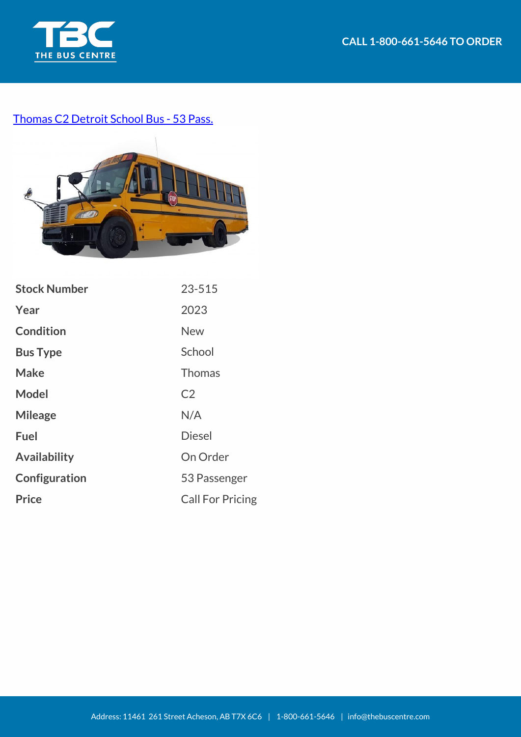CALL 1-800-661-5646 TO ORDER

[Thomas C2 Detroit School Bus - 53 Pass.]

| | |
|---|---|
| **Stock Number** | 23-515 |
| **Year** | 2023 |
| **Condition** | New |
| **Bus Type** | School |
| **Make** | Thomas |
| **Model** | C2 |
| **Mileage** | N/A |
| **Fuel** | Diesel |
| **Availability** | On Order |
| **Configuration** | 53 Passenger |
| **Price** | Call For Pricing |

Address: 11461 261 Street Acheson, AB T7X 6C6 | 1-800-661-5646 | info@thebuscentre.com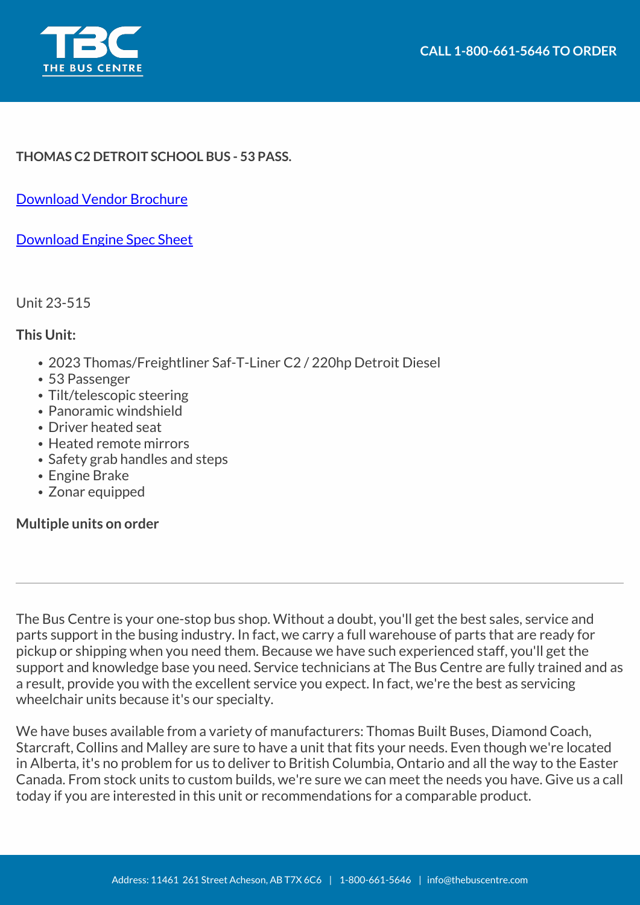**THOMAS C2 DETROIT SCHOOL BUS - 53 PASS.**

Download Vendor Brochure

Download Engine Spec Sheet

Unit 23-515

**This Unit:**

- 2023 Thomas/Freightliner Saf-T-Liner C2 / 220hp Detroit Diesel
- 53 Passenger
- Tilt/telescopic steering
- Panoramic windshield
- Driver heated seat
- Heated remote mirrors
- Safety grab handles and steps
- Engine Brake
- Zonar equipped

**Multiple units on order**

---

The Bus Centre is your one-stop bus shop. Without a doubt, you'll get the best sales, service and parts support in the busing industry. In fact, we carry a full warehouse of parts that are ready for pickup or shipping when you need them. Because we have such experienced staff, you'll get the support and knowledge base you need. Service technicians at The Bus Centre are fully trained and as a result, provide you with the excellent service you expect. In fact, we're the best as servicing wheelchair units because it's our specialty.

We have buses available from a variety of manufacturers: Thomas Built Buses, Diamond Coach, Starcraft, Collins and Malley are sure to have a unit that fits your needs. Even though we're located in Alberta, it's no problem for us to deliver to British Columbia, Ontario and all the way to the Easter Canada. From stock units to custom builds, we're sure we can meet the needs you have. Give us a call today if you are interested in this unit or recommendations for a comparable product.